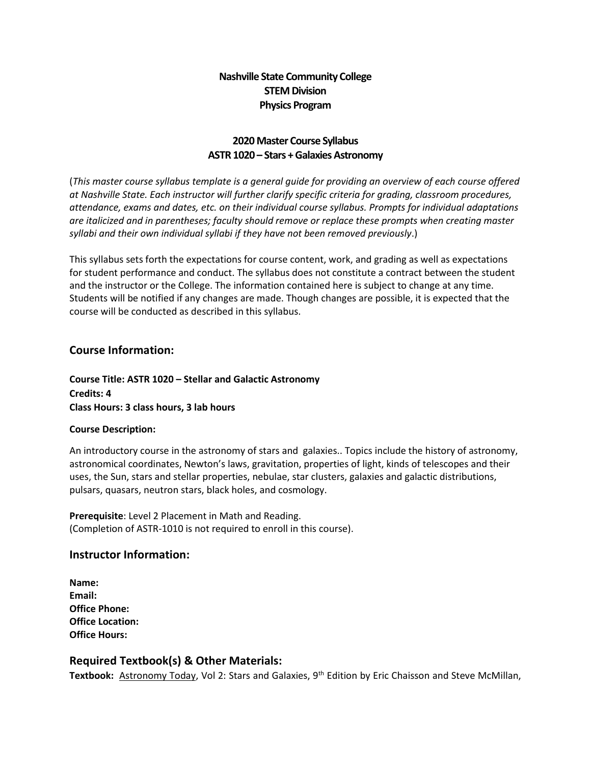**Nashville State Community College**
**STEM Division**
**Physics Program**

**2020 Master Course Syllabus**
**ASTR 1020 – Stars + Galaxies Astronomy**

(*This master course syllabus template is a general guide for providing an overview of each course offered at Nashville State. Each instructor will further clarify specific criteria for grading, classroom procedures, attendance, exams and dates, etc. on their individual course syllabus. Prompts for individual adaptations are italicized and in parentheses; faculty should remove or replace these prompts when creating master syllabi and their own individual syllabi if they have not been removed previously*.)

This syllabus sets forth the expectations for course content, work, and grading as well as expectations for student performance and conduct. The syllabus does not constitute a contract between the student and the instructor or the College. The information contained here is subject to change at any time. Students will be notified if any changes are made. Though changes are possible, it is expected that the course will be conducted as described in this syllabus.

## Course Information:

**Course Title: ASTR 1020 – Stellar and Galactic Astronomy**
**Credits: 4**
**Class Hours: 3 class hours, 3 lab hours**

**Course Description:**

An introductory course in the astronomy of stars and galaxies.. Topics include the history of astronomy, astronomical coordinates, Newton's laws, gravitation, properties of light, kinds of telescopes and their uses, the Sun, stars and stellar properties, nebulae, star clusters, galaxies and galactic distributions, pulsars, quasars, neutron stars, black holes, and cosmology.

**Prerequisite**: Level 2 Placement in Math and Reading.
(Completion of ASTR-1010 is not required to enroll in this course).

## Instructor Information:

**Name:**
**Email:**
**Office Phone:**
**Office Location:**
**Office Hours:**

## Required Textbook(s) & Other Materials:

**Textbook:** Astronomy Today, Vol 2: Stars and Galaxies, 9th Edition by Eric Chaisson and Steve McMillan,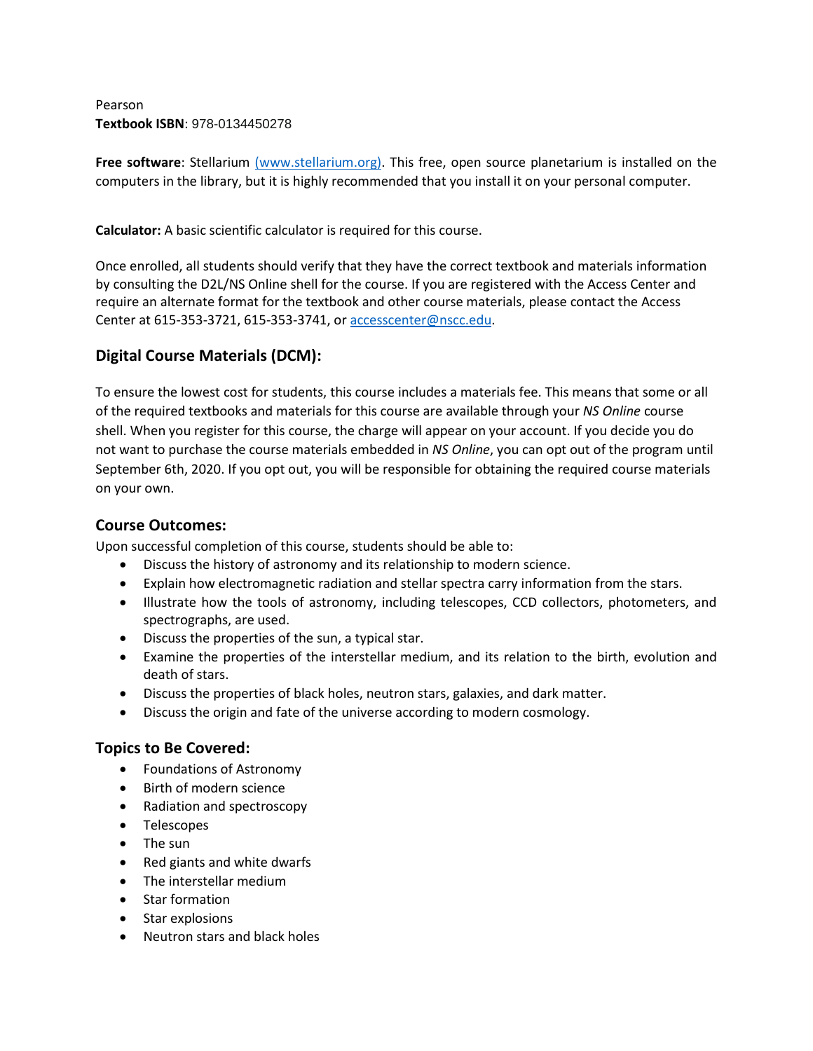Pearson
**Textbook ISBN**: 978-0134450278

**Free software**: Stellarium [(www.stellarium.org)](http://www.stellarium.org). This free, open source planetarium is installed on the computers in the library, but it is highly recommended that you install it on your personal computer.

**Calculator:** A basic scientific calculator is required for this course.

Once enrolled, all students should verify that they have the correct textbook and materials information by consulting the D2L/NS Online shell for the course. If you are registered with the Access Center and require an alternate format for the textbook and other course materials, please contact the Access Center at 615-353-3721, 615-353-3741, or [accesscenter@nscc.edu](mailto:accesscenter@nscc.edu).

## Digital Course Materials (DCM):

To ensure the lowest cost for students, this course includes a materials fee. This means that some or all of the required textbooks and materials for this course are available through your *NS Online* course shell. When you register for this course, the charge will appear on your account. If you decide you do not want to purchase the course materials embedded in *NS Online*, you can opt out of the program until September 6th, 2020. If you opt out, you will be responsible for obtaining the required course materials on your own.

### Course Outcomes:

Upon successful completion of this course, students should be able to:

- Discuss the history of astronomy and its relationship to modern science.
- Explain how electromagnetic radiation and stellar spectra carry information from the stars.
- Illustrate how the tools of astronomy, including telescopes, CCD collectors, photometers, and spectrographs, are used.
- Discuss the properties of the sun, a typical star.
- Examine the properties of the interstellar medium, and its relation to the birth, evolution and death of stars.
- Discuss the properties of black holes, neutron stars, galaxies, and dark matter.
- Discuss the origin and fate of the universe according to modern cosmology.

### Topics to Be Covered:

- Foundations of Astronomy
- Birth of modern science
- Radiation and spectroscopy
- Telescopes
- The sun
- Red giants and white dwarfs
- The interstellar medium
- Star formation
- Star explosions
- Neutron stars and black holes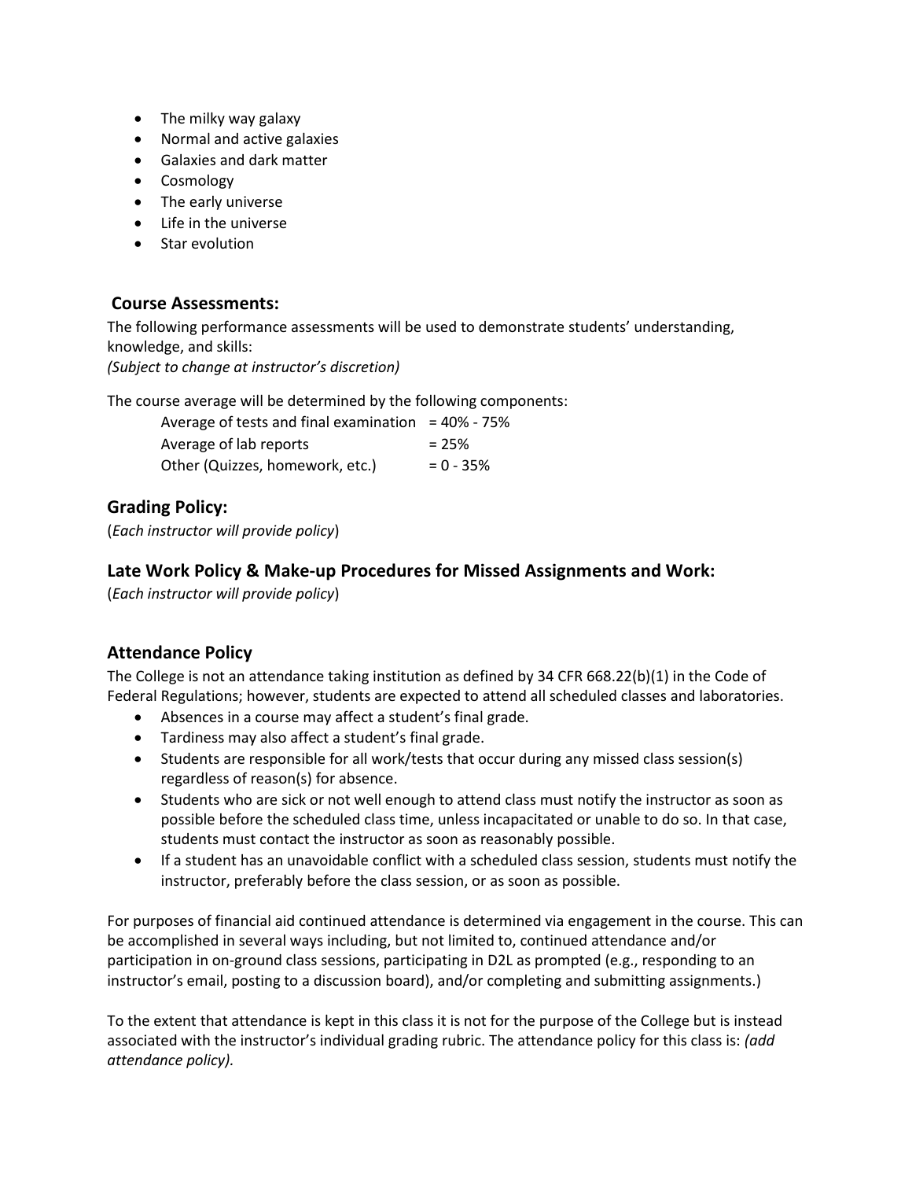- The milky way galaxy
- Normal and active galaxies
- Galaxies and dark matter
- Cosmology
- The early universe
- Life in the universe
- Star evolution

## Course Assessments:

The following performance assessments will be used to demonstrate students' understanding, knowledge, and skills:
*(Subject to change at instructor's discretion)*

The course average will be determined by the following components:

| | |
|---|---|
| Average of tests and final examination | = 40% - 75% |
| Average of lab reports | = 25% |
| Other (Quizzes, homework, etc.) | = 0 - 35% |

## Grading Policy:

(*Each instructor will provide policy*)

## Late Work Policy & Make-up Procedures for Missed Assignments and Work:

(*Each instructor will provide policy*)

## Attendance Policy

The College is not an attendance taking institution as defined by 34 CFR 668.22(b)(1) in the Code of Federal Regulations; however, students are expected to attend all scheduled classes and laboratories.

- Absences in a course may affect a student's final grade.
- Tardiness may also affect a student's final grade.
- Students are responsible for all work/tests that occur during any missed class session(s) regardless of reason(s) for absence.
- Students who are sick or not well enough to attend class must notify the instructor as soon as possible before the scheduled class time, unless incapacitated or unable to do so. In that case, students must contact the instructor as soon as reasonably possible.
- If a student has an unavoidable conflict with a scheduled class session, students must notify the instructor, preferably before the class session, or as soon as possible.

For purposes of financial aid continued attendance is determined via engagement in the course. This can be accomplished in several ways including, but not limited to, continued attendance and/or participation in on-ground class sessions, participating in D2L as prompted (e.g., responding to an instructor's email, posting to a discussion board), and/or completing and submitting assignments.)

To the extent that attendance is kept in this class it is not for the purpose of the College but is instead associated with the instructor's individual grading rubric. The attendance policy for this class is: *(add attendance policy).*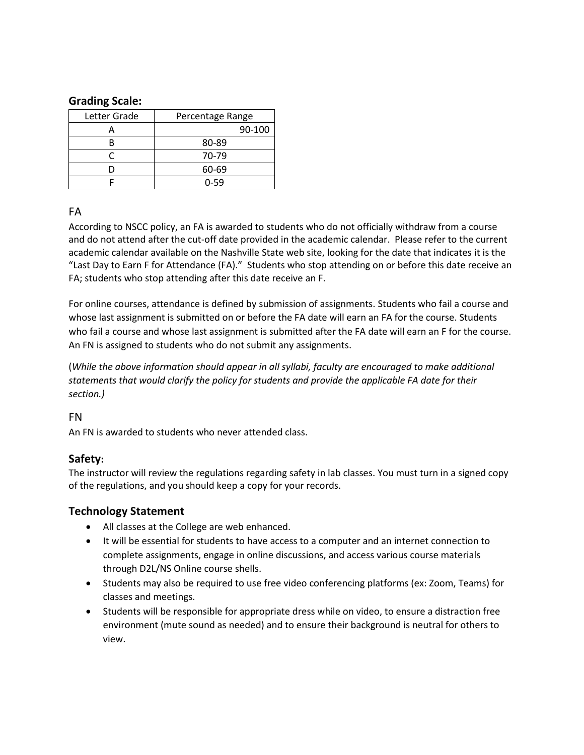## Grading Scale:

| Letter Grade | Percentage Range |
| --- | --- |
| A | 90-100 |
| B | 80-89 |
| C | 70-79 |
| D | 60-69 |
| F | 0-59 |

### FA

According to NSCC policy, an FA is awarded to students who do not officially withdraw from a course and do not attend after the cut-off date provided in the academic calendar. Please refer to the current academic calendar available on the Nashville State web site, looking for the date that indicates it is the "Last Day to Earn F for Attendance (FA)." Students who stop attending on or before this date receive an FA; students who stop attending after this date receive an F.

For online courses, attendance is defined by submission of assignments. Students who fail a course and whose last assignment is submitted on or before the FA date will earn an FA for the course. Students who fail a course and whose last assignment is submitted after the FA date will earn an F for the course. An FN is assigned to students who do not submit any assignments.

(*While the above information should appear in all syllabi, faculty are encouraged to make additional statements that would clarify the policy for students and provide the applicable FA date for their section.)*

### FN

An FN is awarded to students who never attended class.

## Safety:

The instructor will review the regulations regarding safety in lab classes. You must turn in a signed copy of the regulations, and you should keep a copy for your records.

## Technology Statement

- All classes at the College are web enhanced.
- It will be essential for students to have access to a computer and an internet connection to complete assignments, engage in online discussions, and access various course materials through D2L/NS Online course shells.
- Students may also be required to use free video conferencing platforms (ex: Zoom, Teams) for classes and meetings.
- Students will be responsible for appropriate dress while on video, to ensure a distraction free environment (mute sound as needed) and to ensure their background is neutral for others to view.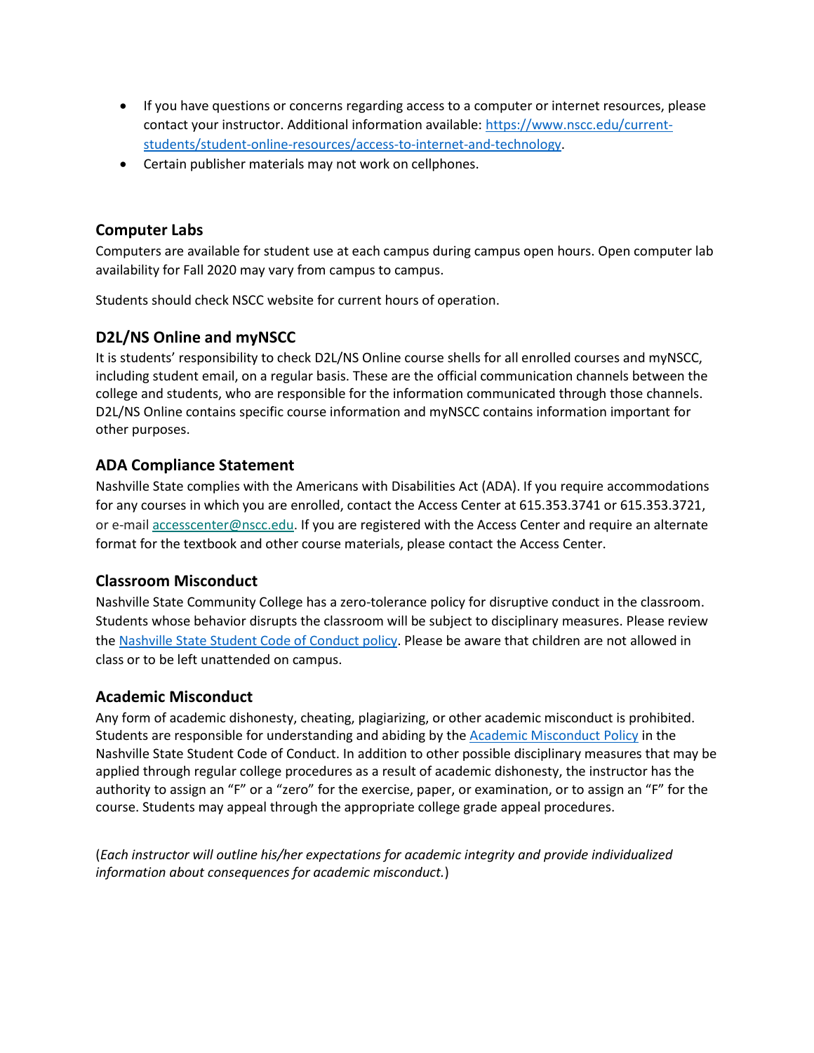- If you have questions or concerns regarding access to a computer or internet resources, please contact your instructor. Additional information available: [https://www.nscc.edu/current-students/student-online-resources/access-to-internet-and-technology](https://www.nscc.edu/current-students/student-online-resources/access-to-internet-and-technology).
- Certain publisher materials may not work on cellphones.

## Computer Labs

Computers are available for student use at each campus during campus open hours. Open computer lab availability for Fall 2020 may vary from campus to campus.

Students should check NSCC website for current hours of operation.

## D2L/NS Online and myNSCC

It is students' responsibility to check D2L/NS Online course shells for all enrolled courses and myNSCC, including student email, on a regular basis. These are the official communication channels between the college and students, who are responsible for the information communicated through those channels. D2L/NS Online contains specific course information and myNSCC contains information important for other purposes.

## ADA Compliance Statement

Nashville State complies with the Americans with Disabilities Act (ADA). If you require accommodations for any courses in which you are enrolled, contact the Access Center at 615.353.3741 or 615.353.3721, or e-mail [accesscenter@nscc.edu](mailto:accesscenter@nscc.edu). If you are registered with the Access Center and require an alternate format for the textbook and other course materials, please contact the Access Center.

## Classroom Misconduct

Nashville State Community College has a zero-tolerance policy for disruptive conduct in the classroom. Students whose behavior disrupts the classroom will be subject to disciplinary measures. Please review the Nashville State Student Code of Conduct policy. Please be aware that children are not allowed in class or to be left unattended on campus.

## Academic Misconduct

Any form of academic dishonesty, cheating, plagiarizing, or other academic misconduct is prohibited. Students are responsible for understanding and abiding by the Academic Misconduct Policy in the Nashville State Student Code of Conduct. In addition to other possible disciplinary measures that may be applied through regular college procedures as a result of academic dishonesty, the instructor has the authority to assign an "F" or a "zero" for the exercise, paper, or examination, or to assign an "F" for the course. Students may appeal through the appropriate college grade appeal procedures.

(*Each instructor will outline his/her expectations for academic integrity and provide individualized information about consequences for academic misconduct.*)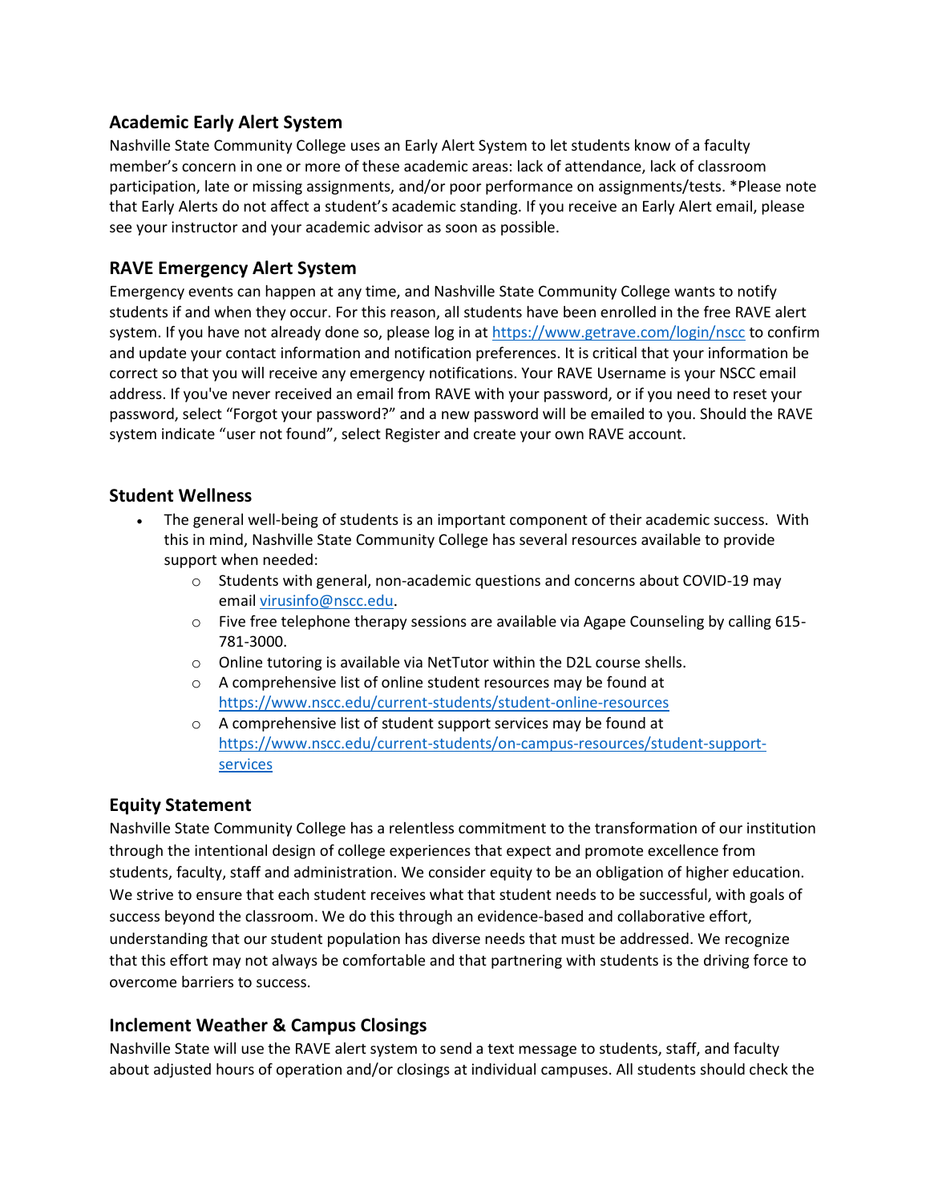## Academic Early Alert System

Nashville State Community College uses an Early Alert System to let students know of a faculty member's concern in one or more of these academic areas: lack of attendance, lack of classroom participation, late or missing assignments, and/or poor performance on assignments/tests. *Please note that Early Alerts do not affect a student's academic standing. If you receive an Early Alert email, please see your instructor and your academic advisor as soon as possible.

## RAVE Emergency Alert System

Emergency events can happen at any time, and Nashville State Community College wants to notify students if and when they occur. For this reason, all students have been enrolled in the free RAVE alert system. If you have not already done so, please log in at https://www.getrave.com/login/nscc to confirm and update your contact information and notification preferences. It is critical that your information be correct so that you will receive any emergency notifications. Your RAVE Username is your NSCC email address. If you've never received an email from RAVE with your password, or if you need to reset your password, select "Forgot your password?" and a new password will be emailed to you. Should the RAVE system indicate "user not found", select Register and create your own RAVE account.

## Student Wellness

- The general well-being of students is an important component of their academic success. With this in mind, Nashville State Community College has several resources available to provide support when needed:
  - Students with general, non-academic questions and concerns about COVID-19 may email virusinfo@nscc.edu.
  - Five free telephone therapy sessions are available via Agape Counseling by calling 615-781-3000.
  - Online tutoring is available via NetTutor within the D2L course shells.
  - A comprehensive list of online student resources may be found at https://www.nscc.edu/current-students/student-online-resources
  - A comprehensive list of student support services may be found at https://www.nscc.edu/current-students/on-campus-resources/student-support-services

## Equity Statement

Nashville State Community College has a relentless commitment to the transformation of our institution through the intentional design of college experiences that expect and promote excellence from students, faculty, staff and administration. We consider equity to be an obligation of higher education. We strive to ensure that each student receives what that student needs to be successful, with goals of success beyond the classroom. We do this through an evidence-based and collaborative effort, understanding that our student population has diverse needs that must be addressed. We recognize that this effort may not always be comfortable and that partnering with students is the driving force to overcome barriers to success.

## Inclement Weather & Campus Closings

Nashville State will use the RAVE alert system to send a text message to students, staff, and faculty about adjusted hours of operation and/or closings at individual campuses. All students should check the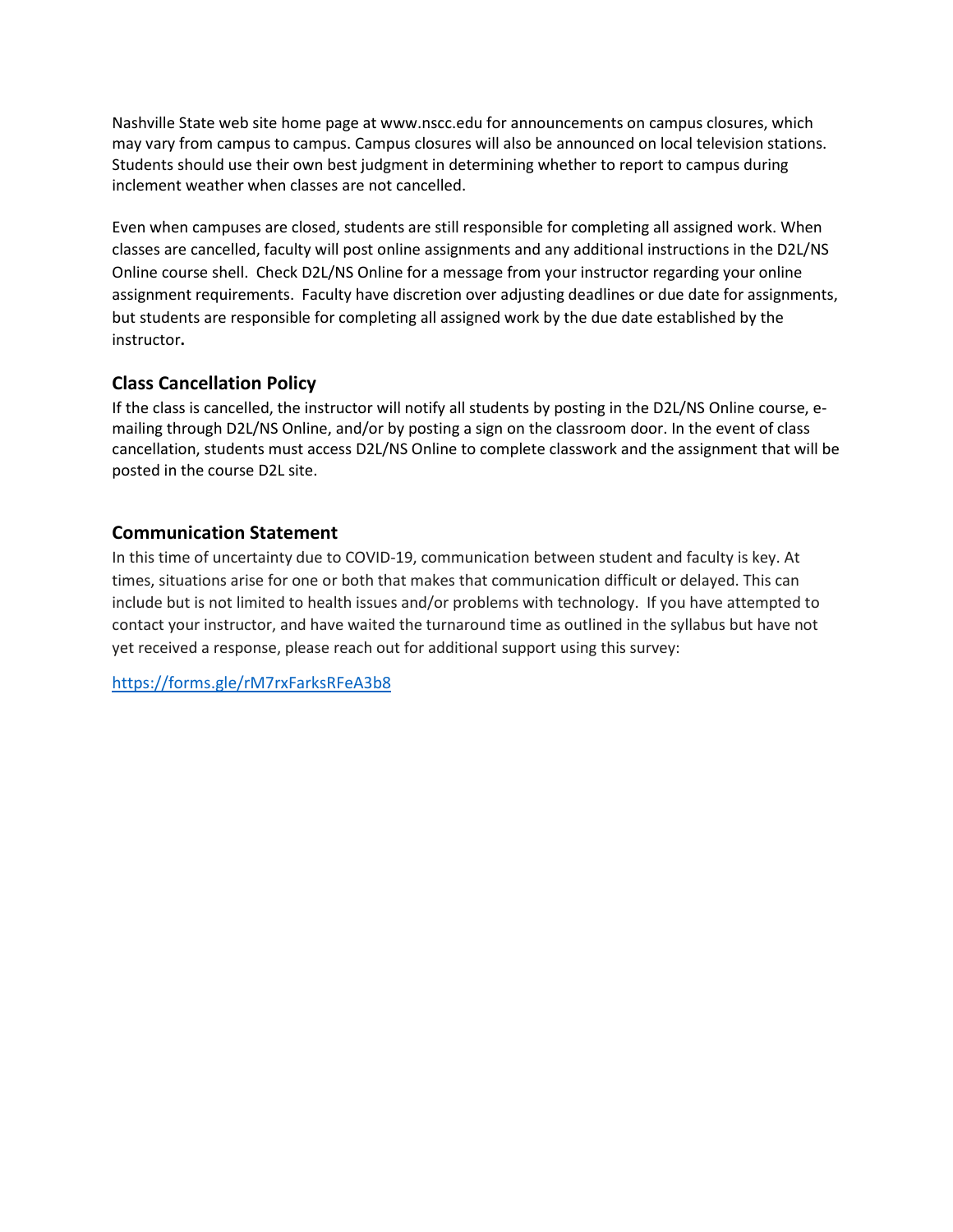Nashville State web site home page at www.nscc.edu for announcements on campus closures, which may vary from campus to campus. Campus closures will also be announced on local television stations. Students should use their own best judgment in determining whether to report to campus during inclement weather when classes are not cancelled.

Even when campuses are closed, students are still responsible for completing all assigned work. When classes are cancelled, faculty will post online assignments and any additional instructions in the D2L/NS Online course shell. Check D2L/NS Online for a message from your instructor regarding your online assignment requirements. Faculty have discretion over adjusting deadlines or due date for assignments, but students are responsible for completing all assigned work by the due date established by the instructor**.**

### Class Cancellation Policy

If the class is cancelled, the instructor will notify all students by posting in the D2L/NS Online course, e-mailing through D2L/NS Online, and/or by posting a sign on the classroom door. In the event of class cancellation, students must access D2L/NS Online to complete classwork and the assignment that will be posted in the course D2L site.

### Communication Statement

In this time of uncertainty due to COVID-19, communication between student and faculty is key. At times, situations arise for one or both that makes that communication difficult or delayed. This can include but is not limited to health issues and/or problems with technology. If you have attempted to contact your instructor, and have waited the turnaround time as outlined in the syllabus but have not yet received a response, please reach out for additional support using this survey:

https://forms.gle/rM7rxFarksRFeA3b8